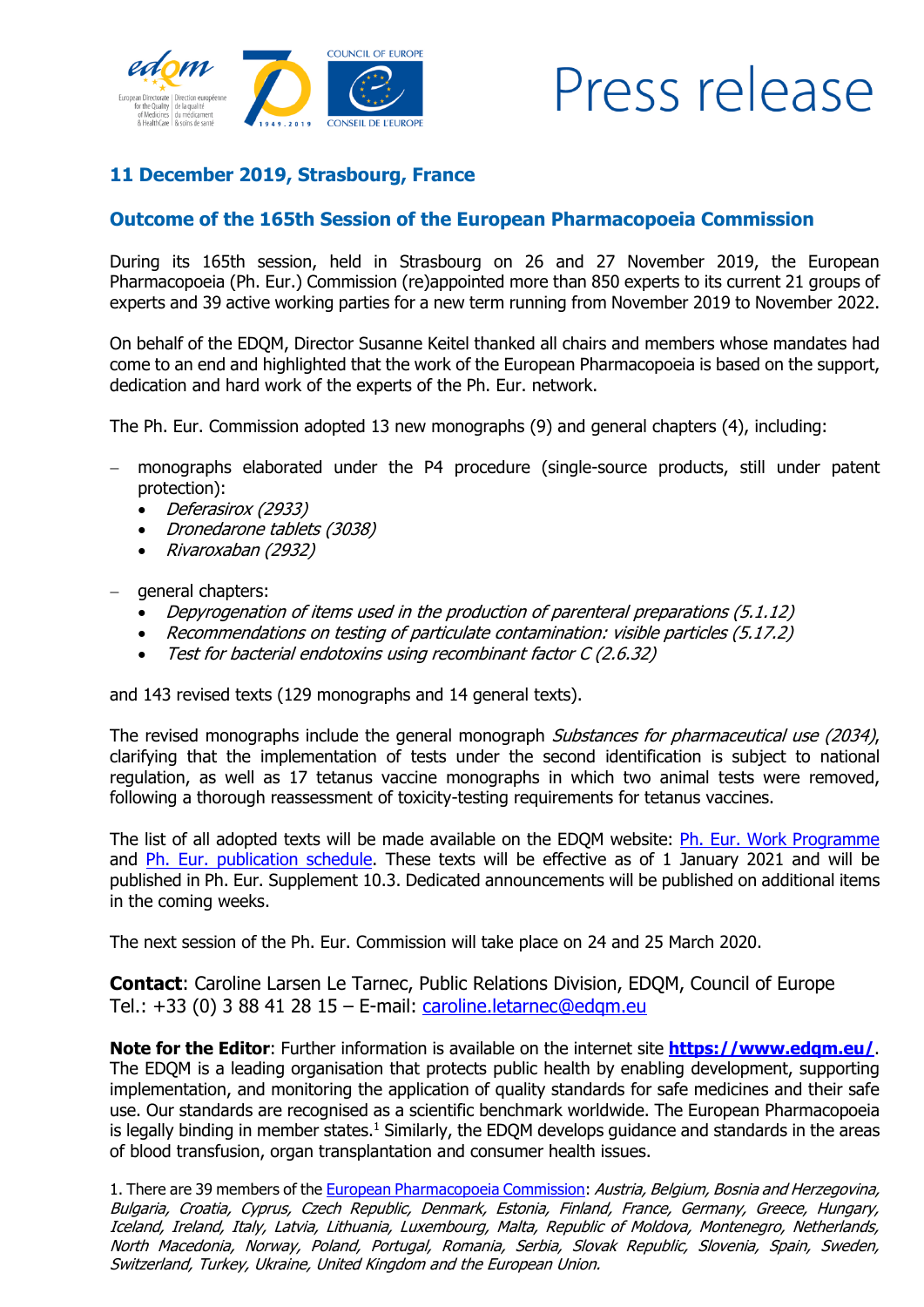# Press release

## 11 December 2019, Strasbourg, France

## Outcome of the 165th Session of the European Pharmacopoeia Commission

During its 165th session, held in Strasbourg on 26 and 27 November 2019, the European Pharmacopoeia (Ph. Eur.) Commission (re)appointed more than 850 experts to its current 21 groups of experts and 39 active working parties for a new term running from November 2019 to November 2022.

On behalf of the EDQM, Director Susanne Keitel thanked all chairs and members whose mandates had come to an end and highlighted that the work of the European Pharmacopoeia is based on the support, dedication and hard work of the experts of the Ph. Eur. network.

The Ph. Eur. Commission adopted 13 new monographs (9) and general chapters (4), including:

- monographs elaborated under the P4 procedure (single-source products, still under patent protection):
  - *Deferasirox (2933)*
  - *Dronedarone tablets (3038)*
  - *Rivaroxaban (2932)*
- general chapters:
  - *Depyrogenation of items used in the production of parenteral preparations (5.1.12)*
  - *Recommendations on testing of particulate contamination: visible particles (5.17.2)*
  - *Test for bacterial endotoxins using recombinant factor C (2.6.32)*

and 143 revised texts (129 monographs and 14 general texts).

The revised monographs include the general monograph *Substances for pharmaceutical use (2034)*, clarifying that the implementation of tests under the second identification is subject to national regulation, as well as 17 tetanus vaccine monographs in which two animal tests were removed, following a thorough reassessment of toxicity-testing requirements for tetanus vaccines.

The list of all adopted texts will be made available on the EDQM website: Ph. Eur. Work Programme and Ph. Eur. publication schedule. These texts will be effective as of 1 January 2021 and will be published in Ph. Eur. Supplement 10.3. Dedicated announcements will be published on additional items in the coming weeks.

The next session of the Ph. Eur. Commission will take place on 24 and 25 March 2020.

**Contact**: Caroline Larsen Le Tarnec, Public Relations Division, EDQM, Council of Europe
Tel.: +33 (0) 3 88 41 28 15 – E-mail: caroline.letarnec@edqm.eu

**Note for the Editor**: Further information is available on the internet site **https://www.edqm.eu/**. The EDQM is a leading organisation that protects public health by enabling development, supporting implementation, and monitoring the application of quality standards for safe medicines and their safe use. Our standards are recognised as a scientific benchmark worldwide. The European Pharmacopoeia is legally binding in member states.[1] Similarly, the EDQM develops guidance and standards in the areas of blood transfusion, organ transplantation and consumer health issues.

1. There are 39 members of the European Pharmacopoeia Commission: *Austria, Belgium, Bosnia and Herzegovina, Bulgaria, Croatia, Cyprus, Czech Republic, Denmark, Estonia, Finland, France, Germany, Greece, Hungary, Iceland, Ireland, Italy, Latvia, Lithuania, Luxembourg, Malta, Republic of Moldova, Montenegro, Netherlands, North Macedonia, Norway, Poland, Portugal, Romania, Serbia, Slovak Republic, Slovenia, Spain, Sweden, Switzerland, Turkey, Ukraine, United Kingdom and the European Union.*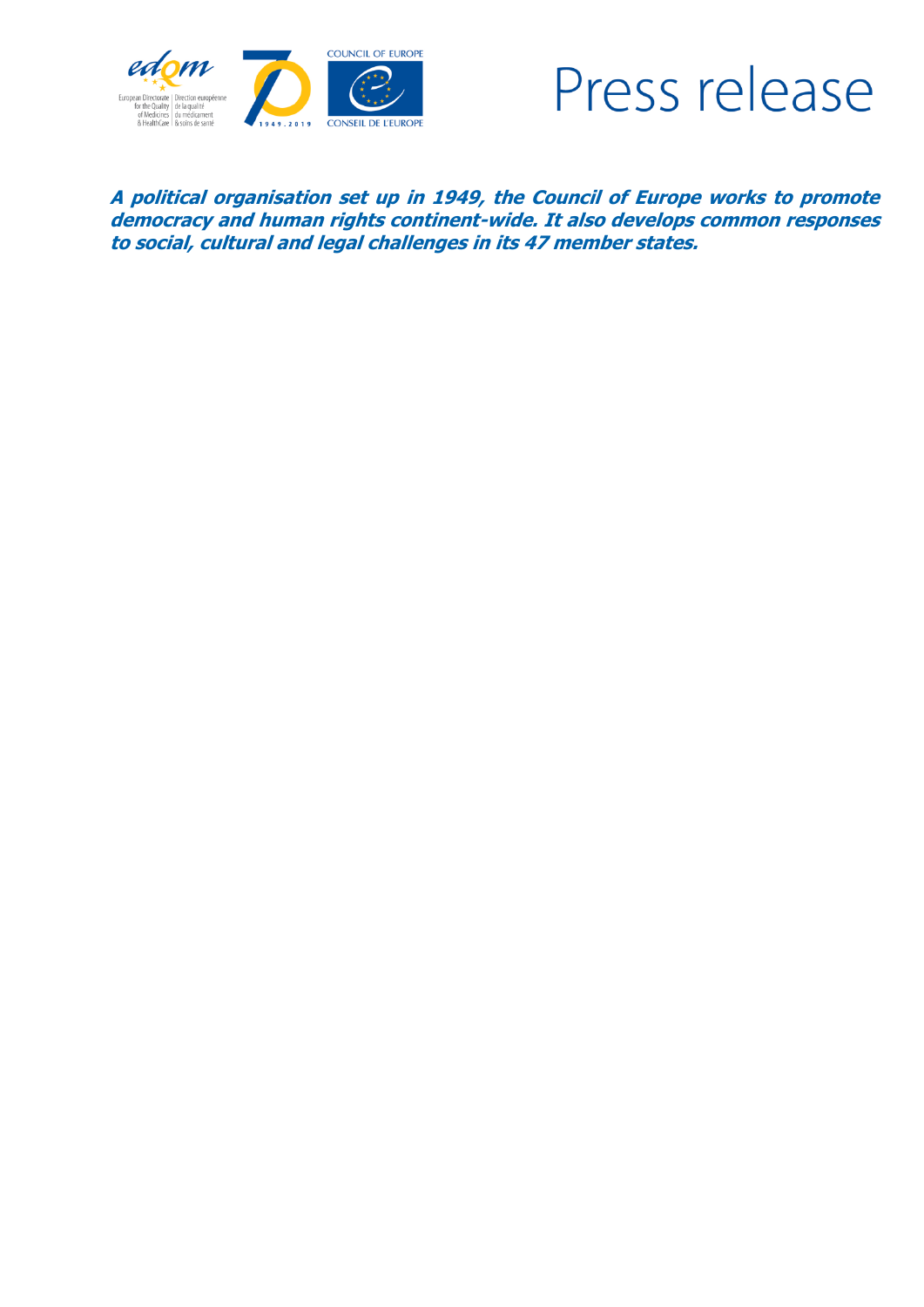Press release

***A political organisation set up in 1949, the Council of Europe works to promote democracy and human rights continent-wide. It also develops common responses to social, cultural and legal challenges in its 47 member states.***